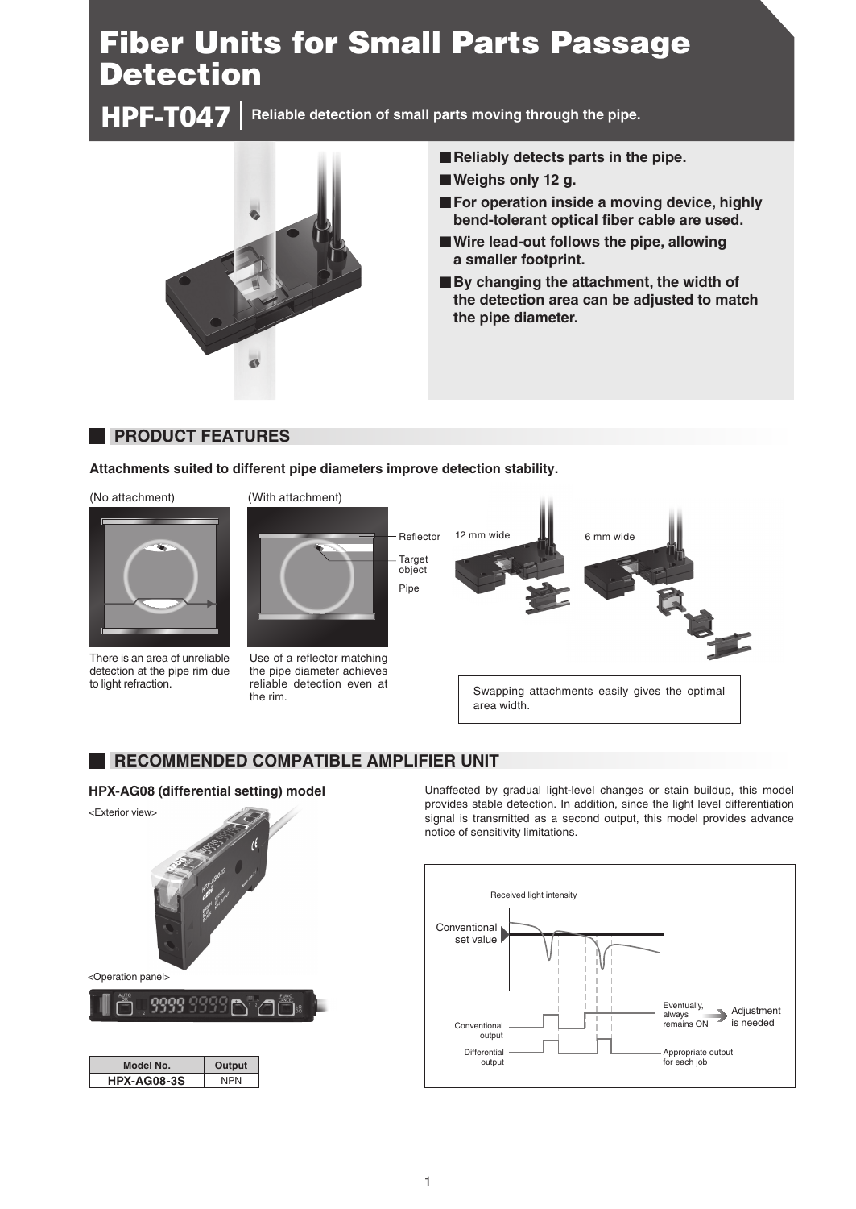# Fiber Units for Small Parts Passage Detection

## HPF-T047 | Reliable detection of small parts moving through the pipe.

- **Reliably detects parts in the pipe.**
- **Weighs only 12 g.**
- **For operation inside a moving device, highly bend-tolerant optical fiber cable are used.**
- **Wire lead-out follows the pipe, allowing a smaller footprint.**
- **By changing the attachment, the width of the detection area can be adjusted to match the pipe diameter.**

## PRODUCT FEATURES

**Attachments suited to different pipe diameters improve detection stability.**

(No attachment)

There is an area of unreliable detection at the pipe rim due to light refraction.

(With attachment)

Reflector

Target object

Pipe

Use of a reflector matching the pipe diameter achieves reliable detection even at the rim.

12 mm wide

6 mm wide

Swapping attachments easily gives the optimal area width.

## RECOMMENDED COMPATIBLE AMPLIFIER UNIT

### HPX-AG08 (differential setting) model

<Exterior view>

<Operation panel>

| Model No. | Output |
|---|---|
| HPX-AG08-3S | NPN |

Unaffected by gradual light-level changes or stain buildup, this model provides stable detection. In addition, since the light level differentiation signal is transmitted as a second output, this model provides advance notice of sensitivity limitations.

Received light intensity

Conventional set value

Conventional output

Differential output

Eventually, always remains ON → Adjustment is needed

Appropriate output for each job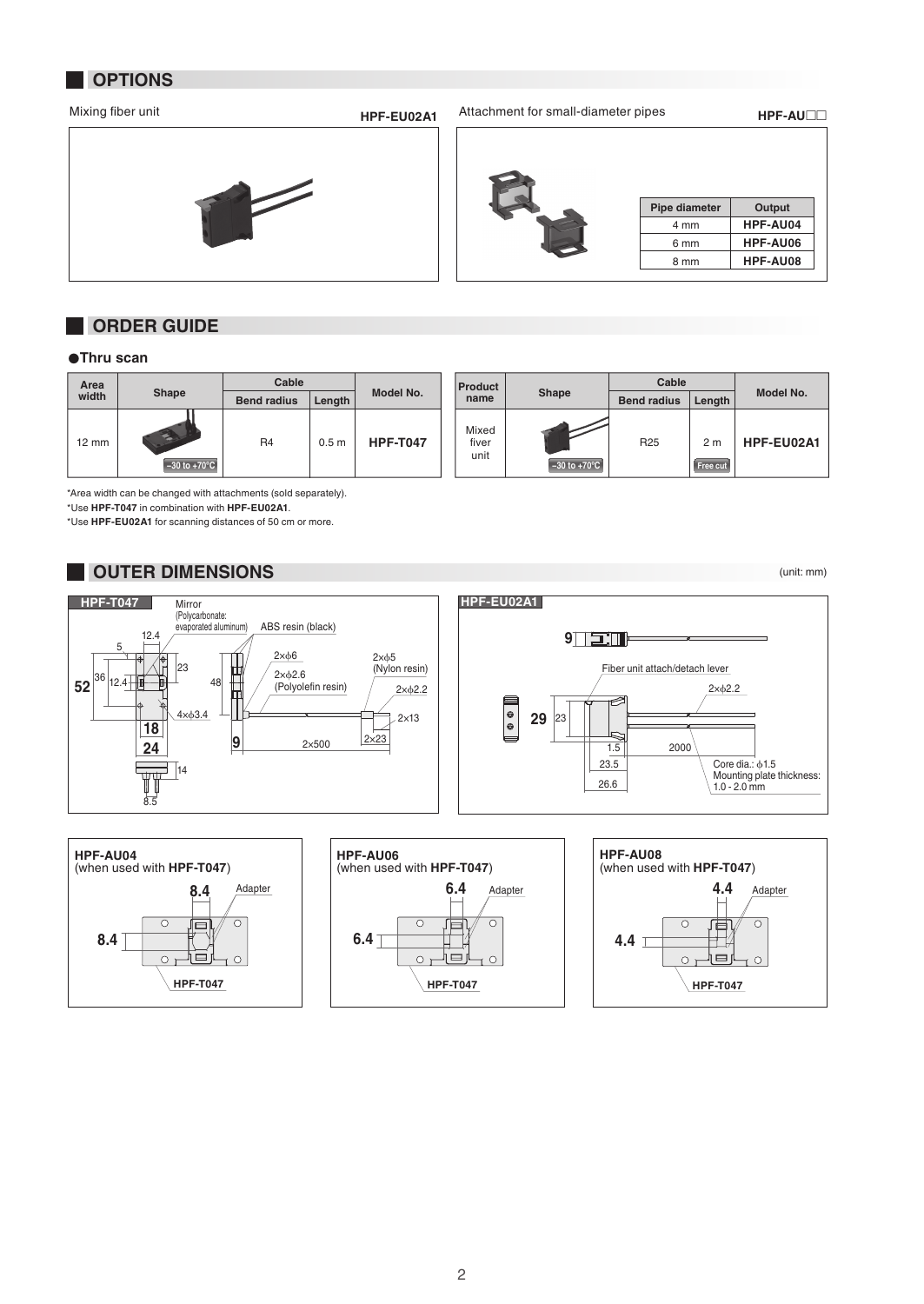## OPTIONS

Mixing fiber unit **HPF-EU02A1**

Attachment for small-diameter pipes **HPF-AU□□**

| Pipe diameter | Output |
|---|---|
| 4 mm | HPF-AU04 |
| 6 mm | HPF-AU06 |
| 8 mm | HPF-AU08 |

## ORDER GUIDE

●**Thru scan**

| Area width | Shape | Cable | | Model No. |
|---|---|---|---|---|
| | | Bend radius | Length | |
| 12 mm | −30 to +70°C | R4 | 0.5 m | **HPF-T047** |

| Product name | Shape | Cable | | Model No. |
|---|---|---|---|---|
| | | Bend radius | Length | |
| Mixed fiver unit | −30 to +70°C | R25 | 2 m Free cut | **HPF-EU02A1** |

*Area width can be changed with attachments (sold separately).
*Use **HPF-T047** in combination with **HPF-EU02A1**.
*Use **HPF-EU02A1** for scanning distances of 50 cm or more.

## OUTER DIMENSIONS

(unit: mm)

**HPF-T047**

Mirror (Polycarbonate: evaporated aluminum)
ABS resin (black)
12.4
5
23
36
12.4
52
48
2×ϕ6
2×ϕ2.6 (Polyolefin resin)
2×ϕ5 (Nylon resin)
2×ϕ2.2
4×ϕ3.4
2×13
18
24
9
2×500
2×23
14
8.5

**HPF-EU02A1**

9
Fiber unit attach/detach lever
2×ϕ2.2
29
23
1.5
2000
23.5
26.6
Core dia.: ϕ1.5
Mounting plate thickness: 1.0 - 2.0 mm

**HPF-AU04** (when used with **HPF-T047**)

8.4
Adapter
8.4
HPF-T047

**HPF-AU06** (when used with **HPF-T047**)

6.4
Adapter
6.4
HPF-T047

**HPF-AU08** (when used with **HPF-T047**)

4.4
Adapter
4.4
HPF-T047